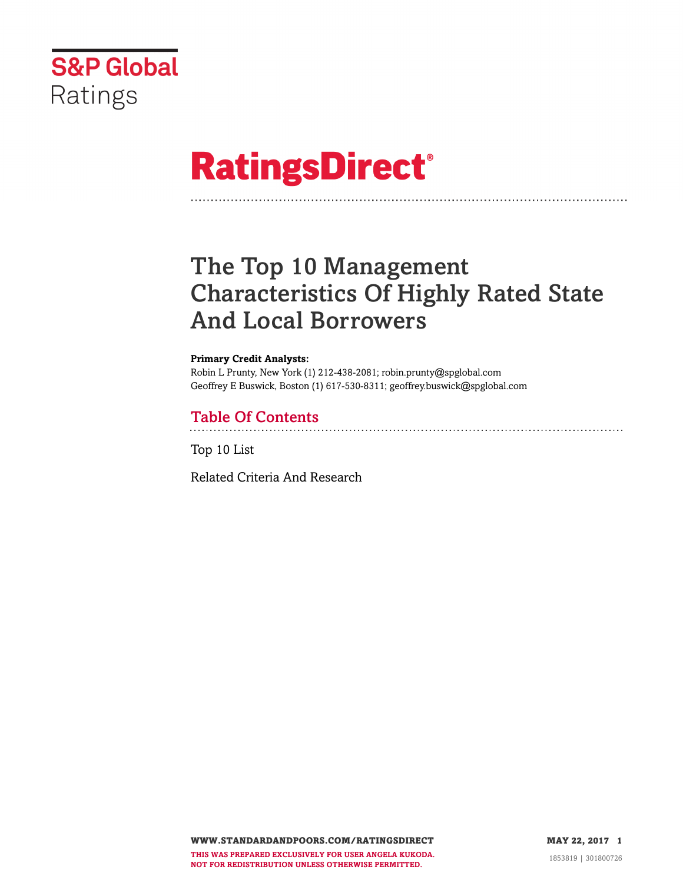S&P Global Ratings

# RatingsDirect®

# The Top 10 Management Characteristics Of Highly Rated State And Local Borrowers

**Primary Credit Analysts:**

Robin L Prunty, New York (1) 212-438-2081; robin.prunty@spglobal.com

Geoffrey E Buswick, Boston (1) 617-530-8311; geoffrey.buswick@spglobal.com

## Table Of Contents

Top 10 List

Related Criteria And Research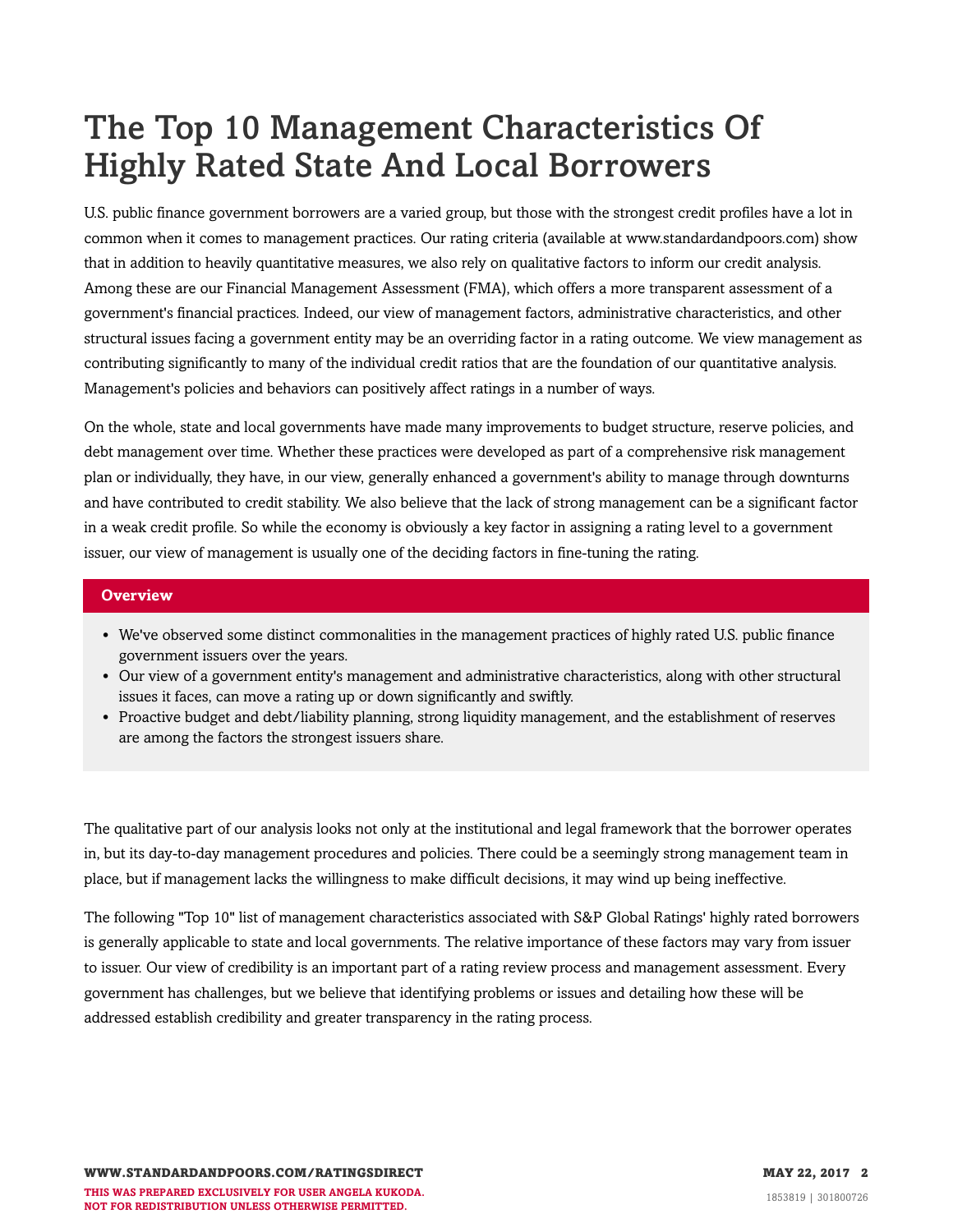# The Top 10 Management Characteristics Of Highly Rated State And Local Borrowers

U.S. public finance government borrowers are a varied group, but those with the strongest credit profiles have a lot in common when it comes to management practices. Our rating criteria (available at www.standardandpoors.com) show that in addition to heavily quantitative measures, we also rely on qualitative factors to inform our credit analysis. Among these are our Financial Management Assessment (FMA), which offers a more transparent assessment of a government's financial practices. Indeed, our view of management factors, administrative characteristics, and other structural issues facing a government entity may be an overriding factor in a rating outcome. We view management as contributing significantly to many of the individual credit ratios that are the foundation of our quantitative analysis. Management's policies and behaviors can positively affect ratings in a number of ways.

On the whole, state and local governments have made many improvements to budget structure, reserve policies, and debt management over time. Whether these practices were developed as part of a comprehensive risk management plan or individually, they have, in our view, generally enhanced a government's ability to manage through downturns and have contributed to credit stability. We also believe that the lack of strong management can be a significant factor in a weak credit profile. So while the economy is obviously a key factor in assigning a rating level to a government issuer, our view of management is usually one of the deciding factors in fine-tuning the rating.

**Overview**

- We've observed some distinct commonalities in the management practices of highly rated U.S. public finance government issuers over the years.
- Our view of a government entity's management and administrative characteristics, along with other structural issues it faces, can move a rating up or down significantly and swiftly.
- Proactive budget and debt/liability planning, strong liquidity management, and the establishment of reserves are among the factors the strongest issuers share.

The qualitative part of our analysis looks not only at the institutional and legal framework that the borrower operates in, but its day-to-day management procedures and policies. There could be a seemingly strong management team in place, but if management lacks the willingness to make difficult decisions, it may wind up being ineffective.

The following "Top 10" list of management characteristics associated with S&P Global Ratings' highly rated borrowers is generally applicable to state and local governments. The relative importance of these factors may vary from issuer to issuer. Our view of credibility is an important part of a rating review process and management assessment. Every government has challenges, but we believe that identifying problems or issues and detailing how these will be addressed establish credibility and greater transparency in the rating process.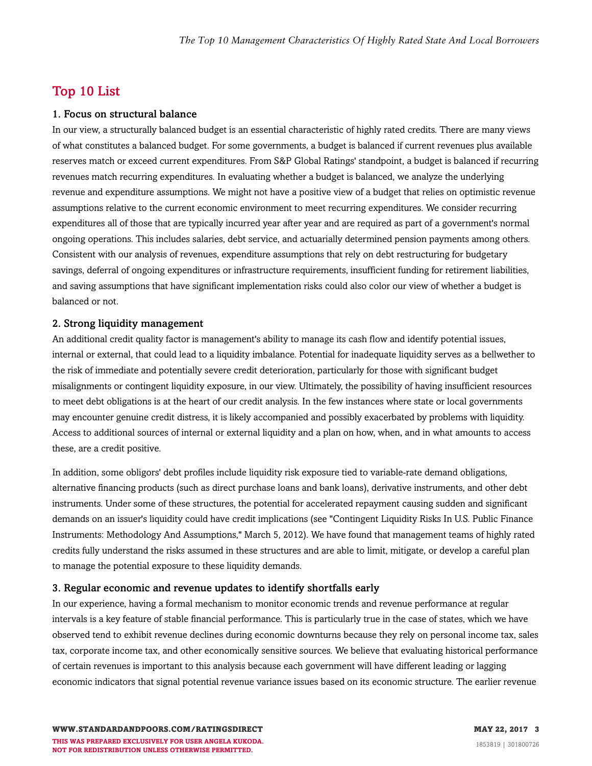## Top 10 List

### 1. Focus on structural balance

In our view, a structurally balanced budget is an essential characteristic of highly rated credits. There are many views of what constitutes a balanced budget. For some governments, a budget is balanced if current revenues plus available reserves match or exceed current expenditures. From S&P Global Ratings' standpoint, a budget is balanced if recurring revenues match recurring expenditures. In evaluating whether a budget is balanced, we analyze the underlying revenue and expenditure assumptions. We might not have a positive view of a budget that relies on optimistic revenue assumptions relative to the current economic environment to meet recurring expenditures. We consider recurring expenditures all of those that are typically incurred year after year and are required as part of a government's normal ongoing operations. This includes salaries, debt service, and actuarially determined pension payments among others. Consistent with our analysis of revenues, expenditure assumptions that rely on debt restructuring for budgetary savings, deferral of ongoing expenditures or infrastructure requirements, insufficient funding for retirement liabilities, and saving assumptions that have significant implementation risks could also color our view of whether a budget is balanced or not.

### 2. Strong liquidity management

An additional credit quality factor is management's ability to manage its cash flow and identify potential issues, internal or external, that could lead to a liquidity imbalance. Potential for inadequate liquidity serves as a bellwether to the risk of immediate and potentially severe credit deterioration, particularly for those with significant budget misalignments or contingent liquidity exposure, in our view. Ultimately, the possibility of having insufficient resources to meet debt obligations is at the heart of our credit analysis. In the few instances where state or local governments may encounter genuine credit distress, it is likely accompanied and possibly exacerbated by problems with liquidity. Access to additional sources of internal or external liquidity and a plan on how, when, and in what amounts to access these, are a credit positive.

In addition, some obligors' debt profiles include liquidity risk exposure tied to variable-rate demand obligations, alternative financing products (such as direct purchase loans and bank loans), derivative instruments, and other debt instruments. Under some of these structures, the potential for accelerated repayment causing sudden and significant demands on an issuer's liquidity could have credit implications (see "Contingent Liquidity Risks In U.S. Public Finance Instruments: Methodology And Assumptions," March 5, 2012). We have found that management teams of highly rated credits fully understand the risks assumed in these structures and are able to limit, mitigate, or develop a careful plan to manage the potential exposure to these liquidity demands.

### 3. Regular economic and revenue updates to identify shortfalls early

In our experience, having a formal mechanism to monitor economic trends and revenue performance at regular intervals is a key feature of stable financial performance. This is particularly true in the case of states, which we have observed tend to exhibit revenue declines during economic downturns because they rely on personal income tax, sales tax, corporate income tax, and other economically sensitive sources. We believe that evaluating historical performance of certain revenues is important to this analysis because each government will have different leading or lagging economic indicators that signal potential revenue variance issues based on its economic structure. The earlier revenue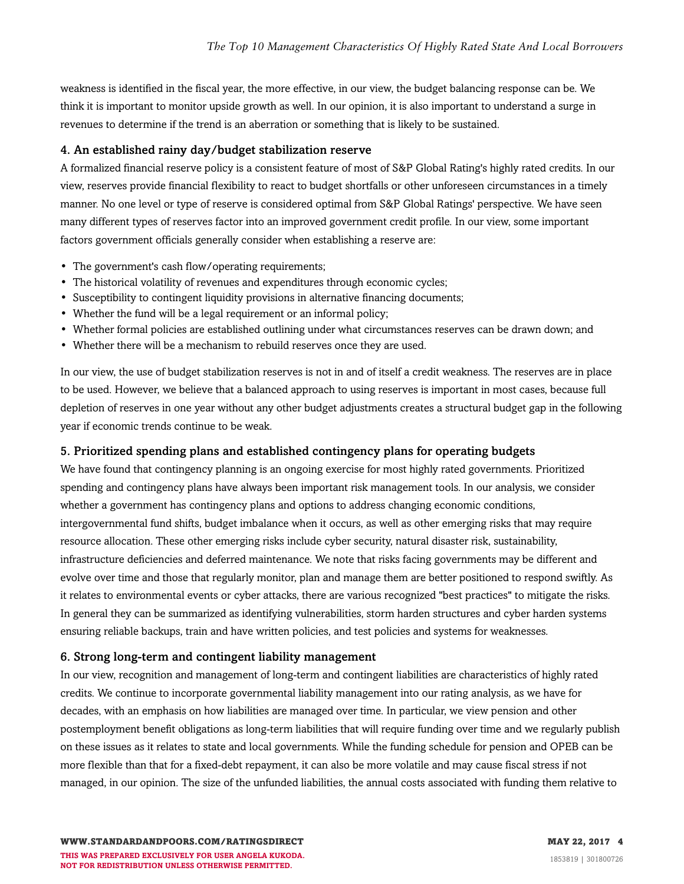weakness is identified in the fiscal year, the more effective, in our view, the budget balancing response can be. We think it is important to monitor upside growth as well. In our opinion, it is also important to understand a surge in revenues to determine if the trend is an aberration or something that is likely to be sustained.

### 4. An established rainy day/budget stabilization reserve

A formalized financial reserve policy is a consistent feature of most of S&P Global Rating's highly rated credits. In our view, reserves provide financial flexibility to react to budget shortfalls or other unforeseen circumstances in a timely manner. No one level or type of reserve is considered optimal from S&P Global Ratings' perspective. We have seen many different types of reserves factor into an improved government credit profile. In our view, some important factors government officials generally consider when establishing a reserve are:

- The government's cash flow/operating requirements;
- The historical volatility of revenues and expenditures through economic cycles;
- Susceptibility to contingent liquidity provisions in alternative financing documents;
- Whether the fund will be a legal requirement or an informal policy;
- Whether formal policies are established outlining under what circumstances reserves can be drawn down; and
- Whether there will be a mechanism to rebuild reserves once they are used.

In our view, the use of budget stabilization reserves is not in and of itself a credit weakness. The reserves are in place to be used. However, we believe that a balanced approach to using reserves is important in most cases, because full depletion of reserves in one year without any other budget adjustments creates a structural budget gap in the following year if economic trends continue to be weak.

### 5. Prioritized spending plans and established contingency plans for operating budgets

We have found that contingency planning is an ongoing exercise for most highly rated governments. Prioritized spending and contingency plans have always been important risk management tools. In our analysis, we consider whether a government has contingency plans and options to address changing economic conditions, intergovernmental fund shifts, budget imbalance when it occurs, as well as other emerging risks that may require resource allocation. These other emerging risks include cyber security, natural disaster risk, sustainability, infrastructure deficiencies and deferred maintenance. We note that risks facing governments may be different and evolve over time and those that regularly monitor, plan and manage them are better positioned to respond swiftly. As it relates to environmental events or cyber attacks, there are various recognized "best practices" to mitigate the risks. In general they can be summarized as identifying vulnerabilities, storm harden structures and cyber harden systems ensuring reliable backups, train and have written policies, and test policies and systems for weaknesses.

### 6. Strong long-term and contingent liability management

In our view, recognition and management of long-term and contingent liabilities are characteristics of highly rated credits. We continue to incorporate governmental liability management into our rating analysis, as we have for decades, with an emphasis on how liabilities are managed over time. In particular, we view pension and other postemployment benefit obligations as long-term liabilities that will require funding over time and we regularly publish on these issues as it relates to state and local governments. While the funding schedule for pension and OPEB can be more flexible than that for a fixed-debt repayment, it can also be more volatile and may cause fiscal stress if not managed, in our opinion. The size of the unfunded liabilities, the annual costs associated with funding them relative to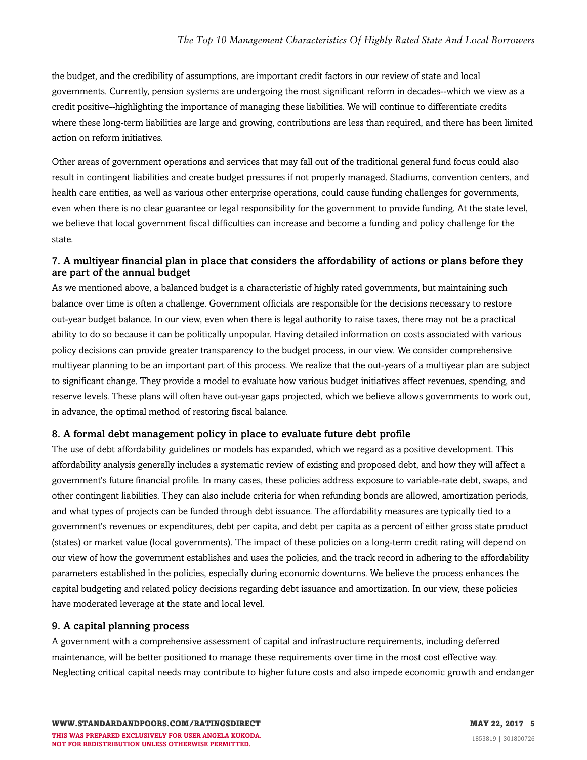the budget, and the credibility of assumptions, are important credit factors in our review of state and local governments. Currently, pension systems are undergoing the most significant reform in decades--which we view as a credit positive--highlighting the importance of managing these liabilities. We will continue to differentiate credits where these long-term liabilities are large and growing, contributions are less than required, and there has been limited action on reform initiatives.

Other areas of government operations and services that may fall out of the traditional general fund focus could also result in contingent liabilities and create budget pressures if not properly managed. Stadiums, convention centers, and health care entities, as well as various other enterprise operations, could cause funding challenges for governments, even when there is no clear guarantee or legal responsibility for the government to provide funding. At the state level, we believe that local government fiscal difficulties can increase and become a funding and policy challenge for the state.

### 7. A multiyear financial plan in place that considers the affordability of actions or plans before they are part of the annual budget

As we mentioned above, a balanced budget is a characteristic of highly rated governments, but maintaining such balance over time is often a challenge. Government officials are responsible for the decisions necessary to restore out-year budget balance. In our view, even when there is legal authority to raise taxes, there may not be a practical ability to do so because it can be politically unpopular. Having detailed information on costs associated with various policy decisions can provide greater transparency to the budget process, in our view. We consider comprehensive multiyear planning to be an important part of this process. We realize that the out-years of a multiyear plan are subject to significant change. They provide a model to evaluate how various budget initiatives affect revenues, spending, and reserve levels. These plans will often have out-year gaps projected, which we believe allows governments to work out, in advance, the optimal method of restoring fiscal balance.

### 8. A formal debt management policy in place to evaluate future debt profile

The use of debt affordability guidelines or models has expanded, which we regard as a positive development. This affordability analysis generally includes a systematic review of existing and proposed debt, and how they will affect a government's future financial profile. In many cases, these policies address exposure to variable-rate debt, swaps, and other contingent liabilities. They can also include criteria for when refunding bonds are allowed, amortization periods, and what types of projects can be funded through debt issuance. The affordability measures are typically tied to a government's revenues or expenditures, debt per capita, and debt per capita as a percent of either gross state product (states) or market value (local governments). The impact of these policies on a long-term credit rating will depend on our view of how the government establishes and uses the policies, and the track record in adhering to the affordability parameters established in the policies, especially during economic downturns. We believe the process enhances the capital budgeting and related policy decisions regarding debt issuance and amortization. In our view, these policies have moderated leverage at the state and local level.

### 9. A capital planning process

A government with a comprehensive assessment of capital and infrastructure requirements, including deferred maintenance, will be better positioned to manage these requirements over time in the most cost effective way. Neglecting critical capital needs may contribute to higher future costs and also impede economic growth and endanger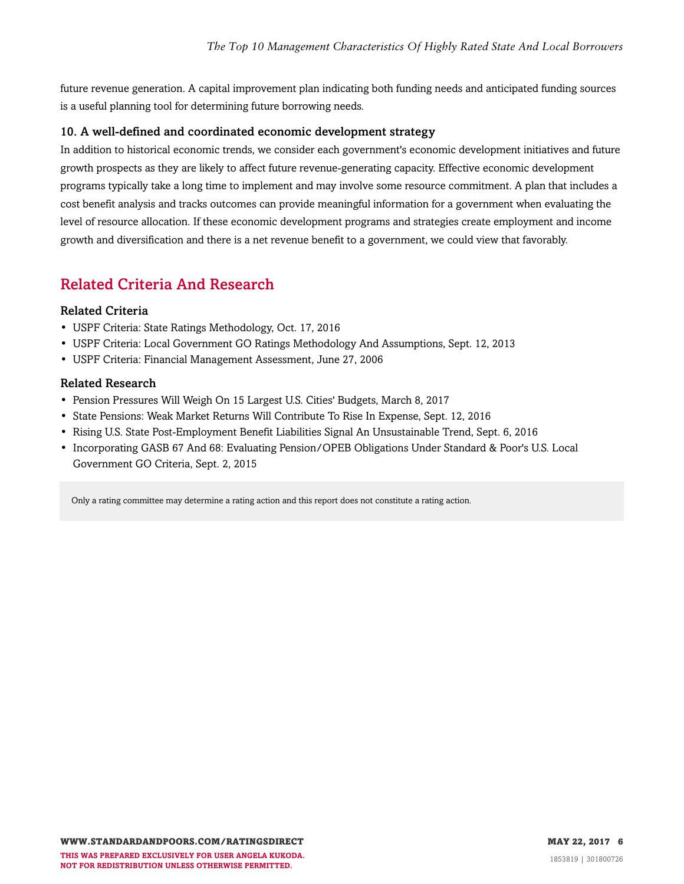future revenue generation. A capital improvement plan indicating both funding needs and anticipated funding sources is a useful planning tool for determining future borrowing needs.

### 10. A well-defined and coordinated economic development strategy

In addition to historical economic trends, we consider each government's economic development initiatives and future growth prospects as they are likely to affect future revenue-generating capacity. Effective economic development programs typically take a long time to implement and may involve some resource commitment. A plan that includes a cost benefit analysis and tracks outcomes can provide meaningful information for a government when evaluating the level of resource allocation. If these economic development programs and strategies create employment and income growth and diversification and there is a net revenue benefit to a government, we could view that favorably.

## Related Criteria And Research

### Related Criteria

- USPF Criteria: State Ratings Methodology, Oct. 17, 2016
- USPF Criteria: Local Government GO Ratings Methodology And Assumptions, Sept. 12, 2013
- USPF Criteria: Financial Management Assessment, June 27, 2006

### Related Research

- Pension Pressures Will Weigh On 15 Largest U.S. Cities' Budgets, March 8, 2017
- State Pensions: Weak Market Returns Will Contribute To Rise In Expense, Sept. 12, 2016
- Rising U.S. State Post-Employment Benefit Liabilities Signal An Unsustainable Trend, Sept. 6, 2016
- Incorporating GASB 67 And 68: Evaluating Pension/OPEB Obligations Under Standard & Poor's U.S. Local Government GO Criteria, Sept. 2, 2015

Only a rating committee may determine a rating action and this report does not constitute a rating action.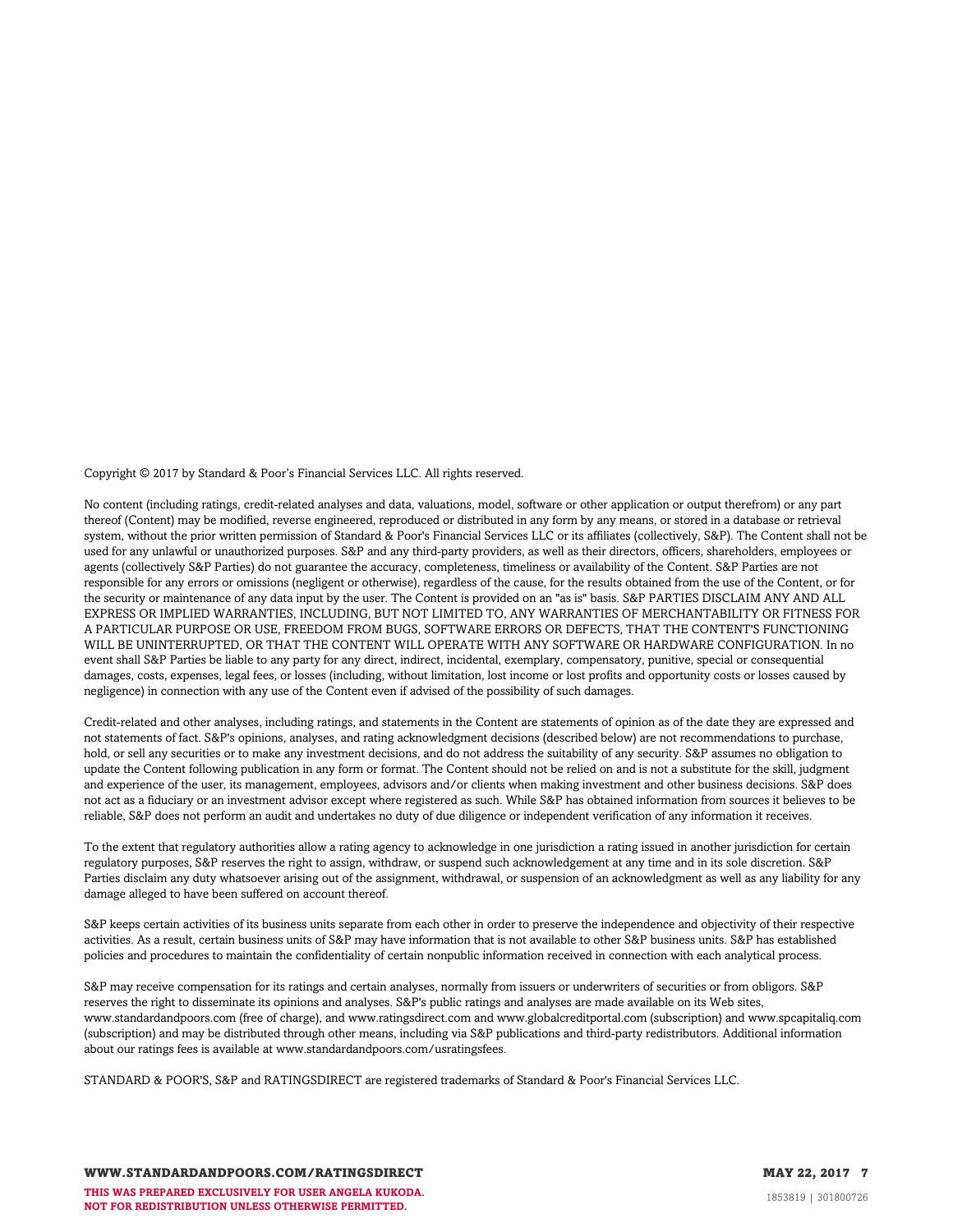Copyright © 2017 by Standard & Poor's Financial Services LLC. All rights reserved.

No content (including ratings, credit-related analyses and data, valuations, model, software or other application or output therefrom) or any part thereof (Content) may be modified, reverse engineered, reproduced or distributed in any form by any means, or stored in a database or retrieval system, without the prior written permission of Standard & Poor's Financial Services LLC or its affiliates (collectively, S&P). The Content shall not be used for any unlawful or unauthorized purposes. S&P and any third-party providers, as well as their directors, officers, shareholders, employees or agents (collectively S&P Parties) do not guarantee the accuracy, completeness, timeliness or availability of the Content. S&P Parties are not responsible for any errors or omissions (negligent or otherwise), regardless of the cause, for the results obtained from the use of the Content, or for the security or maintenance of any data input by the user. The Content is provided on an "as is" basis. S&P PARTIES DISCLAIM ANY AND ALL EXPRESS OR IMPLIED WARRANTIES, INCLUDING, BUT NOT LIMITED TO, ANY WARRANTIES OF MERCHANTABILITY OR FITNESS FOR A PARTICULAR PURPOSE OR USE, FREEDOM FROM BUGS, SOFTWARE ERRORS OR DEFECTS, THAT THE CONTENT'S FUNCTIONING WILL BE UNINTERRUPTED, OR THAT THE CONTENT WILL OPERATE WITH ANY SOFTWARE OR HARDWARE CONFIGURATION. In no event shall S&P Parties be liable to any party for any direct, indirect, incidental, exemplary, compensatory, punitive, special or consequential damages, costs, expenses, legal fees, or losses (including, without limitation, lost income or lost profits and opportunity costs or losses caused by negligence) in connection with any use of the Content even if advised of the possibility of such damages.

Credit-related and other analyses, including ratings, and statements in the Content are statements of opinion as of the date they are expressed and not statements of fact. S&P's opinions, analyses, and rating acknowledgment decisions (described below) are not recommendations to purchase, hold, or sell any securities or to make any investment decisions, and do not address the suitability of any security. S&P assumes no obligation to update the Content following publication in any form or format. The Content should not be relied on and is not a substitute for the skill, judgment and experience of the user, its management, employees, advisors and/or clients when making investment and other business decisions. S&P does not act as a fiduciary or an investment advisor except where registered as such. While S&P has obtained information from sources it believes to be reliable, S&P does not perform an audit and undertakes no duty of due diligence or independent verification of any information it receives.

To the extent that regulatory authorities allow a rating agency to acknowledge in one jurisdiction a rating issued in another jurisdiction for certain regulatory purposes, S&P reserves the right to assign, withdraw, or suspend such acknowledgement at any time and in its sole discretion. S&P Parties disclaim any duty whatsoever arising out of the assignment, withdrawal, or suspension of an acknowledgment as well as any liability for any damage alleged to have been suffered on account thereof.

S&P keeps certain activities of its business units separate from each other in order to preserve the independence and objectivity of their respective activities. As a result, certain business units of S&P may have information that is not available to other S&P business units. S&P has established policies and procedures to maintain the confidentiality of certain nonpublic information received in connection with each analytical process.

S&P may receive compensation for its ratings and certain analyses, normally from issuers or underwriters of securities or from obligors. S&P reserves the right to disseminate its opinions and analyses. S&P's public ratings and analyses are made available on its Web sites, www.standardandpoors.com (free of charge), and www.ratingsdirect.com and www.globalcreditportal.com (subscription) and www.spcapitaliq.com (subscription) and may be distributed through other means, including via S&P publications and third-party redistributors. Additional information about our ratings fees is available at www.standardandpoors.com/usratingsfees.

STANDARD & POOR'S, S&P and RATINGSDIRECT are registered trademarks of Standard & Poor's Financial Services LLC.